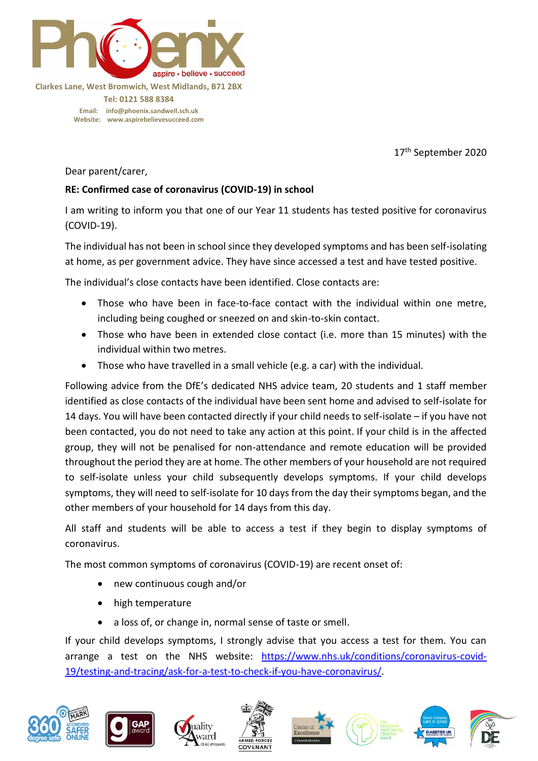Phoenix

aspire • believe • succeed

Clarkes Lane, West Bromwich, West Midlands, B71 2BX

Tel: 0121 588 8384

Email: info@phoenix.sandwell.sch.uk

Website: www.aspirebelievesucceed.com

17th September 2020

Dear parent/carer,

**RE: Confirmed case of coronavirus (COVID-19) in school**

I am writing to inform you that one of our Year 11 students has tested positive for coronavirus (COVID-19).

The individual has not been in school since they developed symptoms and has been self-isolating at home, as per government advice. They have since accessed a test and have tested positive.

The individual's close contacts have been identified. Close contacts are:

- Those who have been in face-to-face contact with the individual within one metre, including being coughed or sneezed on and skin-to-skin contact.
- Those who have been in extended close contact (i.e. more than 15 minutes) with the individual within two metres.
- Those who have travelled in a small vehicle (e.g. a car) with the individual.

Following advice from the DfE's dedicated NHS advice team, 20 students and 1 staff member identified as close contacts of the individual have been sent home and advised to self-isolate for 14 days. You will have been contacted directly if your child needs to self-isolate – if you have not been contacted, you do not need to take any action at this point. If your child is in the affected group, they will not be penalised for non-attendance and remote education will be provided throughout the period they are at home. The other members of your household are not required to self-isolate unless your child subsequently develops symptoms. If your child develops symptoms, they will need to self-isolate for 10 days from the day their symptoms began, and the other members of your household for 14 days from this day.

All staff and students will be able to access a test if they begin to display symptoms of coronavirus.

The most common symptoms of coronavirus (COVID-19) are recent onset of:

- new continuous cough and/or
- high temperature
- a loss of, or change in, normal sense of taste or smell.

If your child develops symptoms, I strongly advise that you access a test for them. You can arrange a test on the NHS website: [https://www.nhs.uk/conditions/coronavirus-covid-19/testing-and-tracing/ask-for-a-test-to-check-if-you-have-coronavirus/](https://www.nhs.uk/conditions/coronavirus-covid-19/testing-and-tracing/ask-for-a-test-to-check-if-you-have-coronavirus/).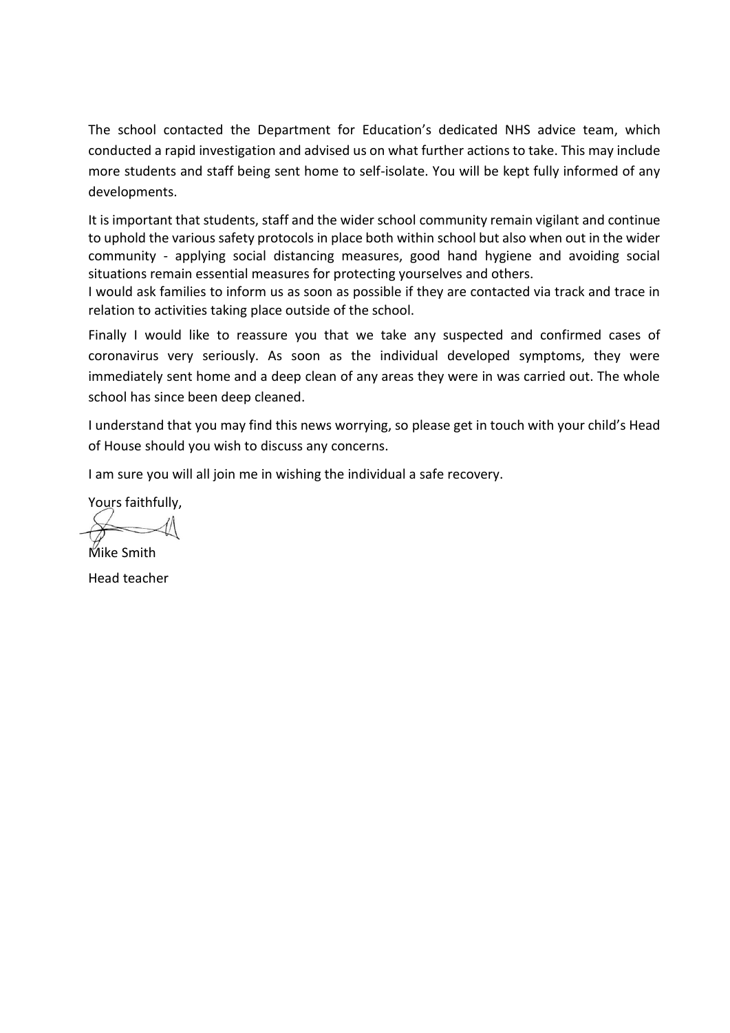The school contacted the Department for Education's dedicated NHS advice team, which conducted a rapid investigation and advised us on what further actions to take. This may include more students and staff being sent home to self-isolate. You will be kept fully informed of any developments.

It is important that students, staff and the wider school community remain vigilant and continue to uphold the various safety protocols in place both within school but also when out in the wider community - applying social distancing measures, good hand hygiene and avoiding social situations remain essential measures for protecting yourselves and others.
I would ask families to inform us as soon as possible if they are contacted via track and trace in relation to activities taking place outside of the school.

Finally I would like to reassure you that we take any suspected and confirmed cases of coronavirus very seriously. As soon as the individual developed symptoms, they were immediately sent home and a deep clean of any areas they were in was carried out. The whole school has since been deep cleaned.

I understand that you may find this news worrying, so please get in touch with your child's Head of House should you wish to discuss any concerns.

I am sure you will all join me in wishing the individual a safe recovery.

Yours faithfully,

Mike Smith
Head teacher